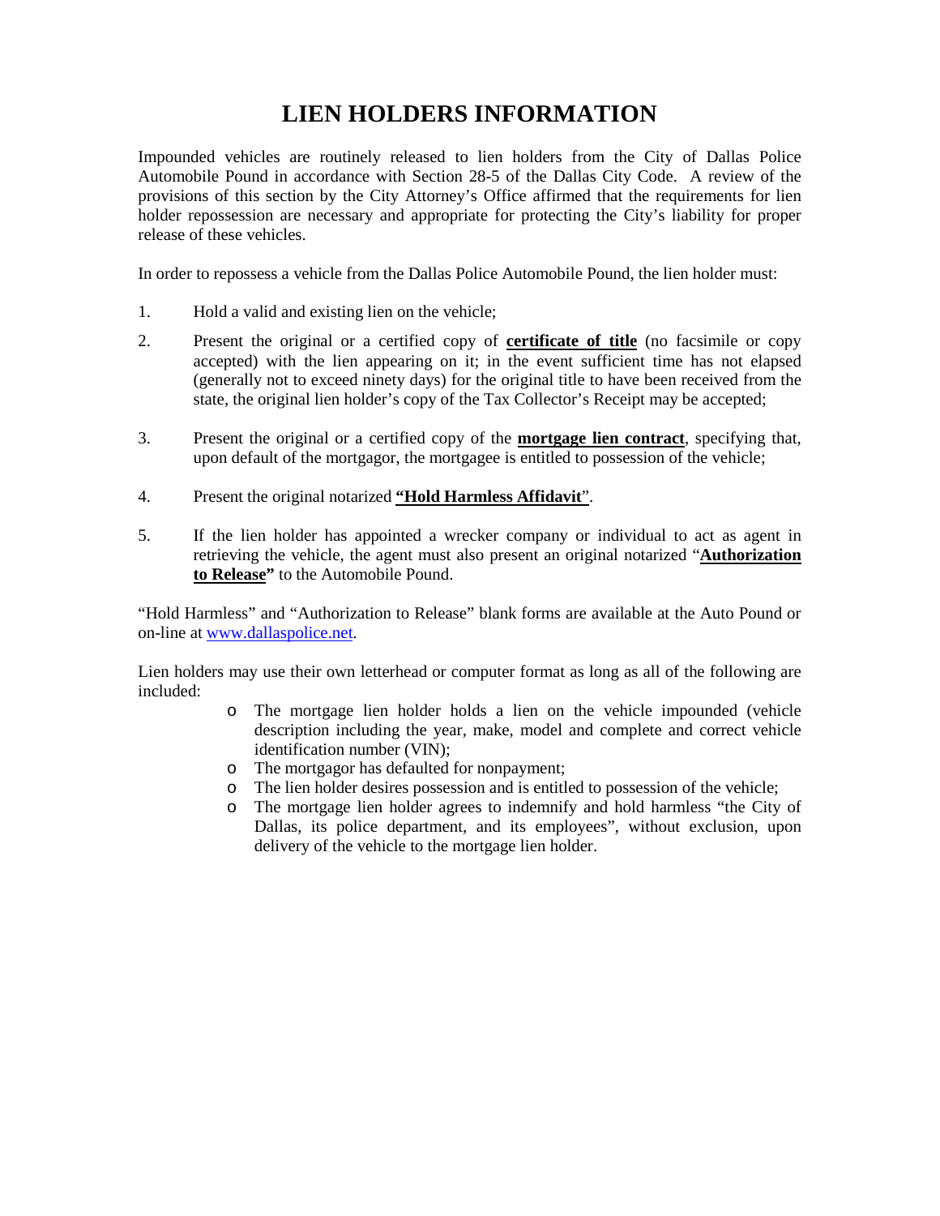# LIEN HOLDERS INFORMATION

Impounded vehicles are routinely released to lien holders from the City of Dallas Police Automobile Pound in accordance with Section 28-5 of the Dallas City Code. A review of the provisions of this section by the City Attorney's Office affirmed that the requirements for lien holder repossession are necessary and appropriate for protecting the City's liability for proper release of these vehicles.

In order to repossess a vehicle from the Dallas Police Automobile Pound, the lien holder must:

1. Hold a valid and existing lien on the vehicle;
2. Present the original or a certified copy of **certificate of title** (no facsimile or copy accepted) with the lien appearing on it; in the event sufficient time has not elapsed (generally not to exceed ninety days) for the original title to have been received from the state, the original lien holder's copy of the Tax Collector's Receipt may be accepted;
3. Present the original or a certified copy of the **mortgage lien contract**, specifying that, upon default of the mortgagor, the mortgagee is entitled to possession of the vehicle;
4. Present the original notarized **"Hold Harmless Affidavit"**.
5. If the lien holder has appointed a wrecker company or individual to act as agent in retrieving the vehicle, the agent must also present an original notarized "**Authorization to Release"** to the Automobile Pound.

"Hold Harmless" and "Authorization to Release" blank forms are available at the Auto Pound or on-line at www.dallaspolice.net.

Lien holders may use their own letterhead or computer format as long as all of the following are included:

- The mortgage lien holder holds a lien on the vehicle impounded (vehicle description including the year, make, model and complete and correct vehicle identification number (VIN);
- The mortgagor has defaulted for nonpayment;
- The lien holder desires possession and is entitled to possession of the vehicle;
- The mortgage lien holder agrees to indemnify and hold harmless "the City of Dallas, its police department, and its employees", without exclusion, upon delivery of the vehicle to the mortgage lien holder.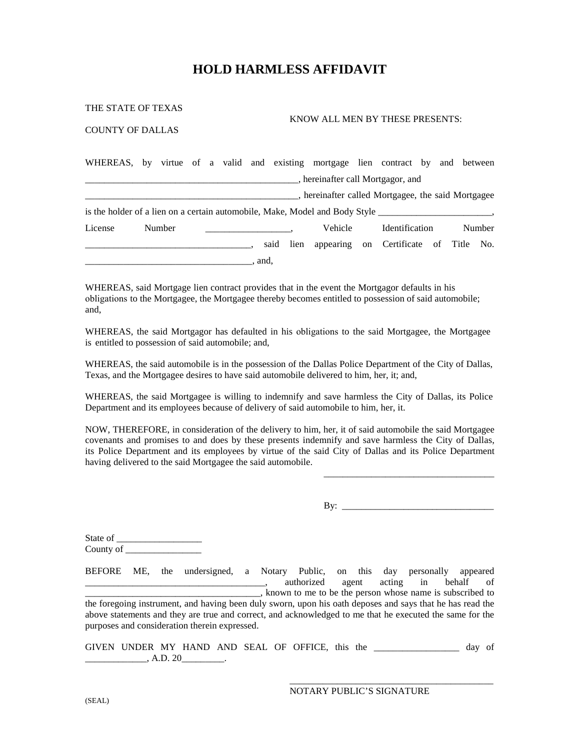# HOLD HARMLESS AFFIDAVIT

THE STATE OF TEXAS

KNOW ALL MEN BY THESE PRESENTS:

COUNTY OF DALLAS

WHEREAS, by virtue of a valid and existing mortgage lien contract by and between _______________________________________________, hereinafter call Mortgagor, and _______________________________________________, hereinafter called Mortgagee, the said Mortgagee is the holder of a lien on a certain automobile, Make, Model and Body Style ________________________, License Number __________________, Vehicle Identification Number ___________________________________, said lien appearing on Certificate of Title No. ___________________________________, and,

WHEREAS, said Mortgage lien contract provides that in the event the Mortgagor defaults in his obligations to the Mortgagee, the Mortgagee thereby becomes entitled to possession of said automobile; and,

WHEREAS, the said Mortgagor has defaulted in his obligations to the said Mortgagee, the Mortgagee is entitled to possession of said automobile; and,

WHEREAS, the said automobile is in the possession of the Dallas Police Department of the City of Dallas, Texas, and the Mortgagee desires to have said automobile delivered to him, her, it; and,

WHEREAS, the said Mortgagee is willing to indemnify and save harmless the City of Dallas, its Police Department and its employees because of delivery of said automobile to him, her, it.

NOW, THEREFORE, in consideration of the delivery to him, her, it of said automobile the said Mortgagee covenants and promises to and does by these presents indemnify and save harmless the City of Dallas, its Police Department and its employees by virtue of the said City of Dallas and its Police Department having delivered to the said Mortgagee the said automobile.

____________________________________

By: ________________________________

State of __________________
County of ________________

BEFORE ME, the undersigned, a Notary Public, on this day personally appeared ______________________________________, authorized agent acting in behalf of ____________________________________, known to me to be the person whose name is subscribed to the foregoing instrument, and having been duly sworn, upon his oath deposes and says that he has read the above statements and they are true and correct, and acknowledged to me that he executed the same for the purposes and consideration therein expressed.

GIVEN UNDER MY HAND AND SEAL OF OFFICE, this the __________________ day of _____________, A.D. 20_________.

_____________________________________________
NOTARY PUBLIC'S SIGNATURE

(SEAL)